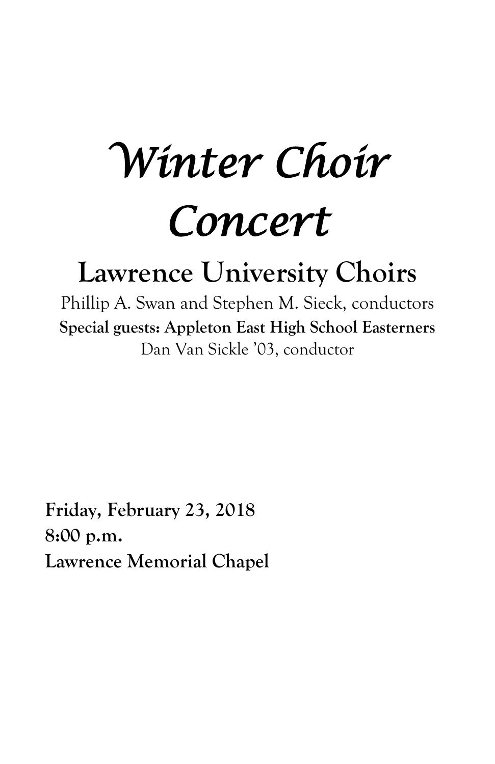# *Winter Choir Concert*

## Lawrence University Choirs

Phillip A. Swan and Stephen M. Sieck, conductors

**Special guests: Appleton East High School Easterners**

Dan Van Sickle '03, conductor

**Friday, February 23, 2018**
**8:00 p.m.**
**Lawrence Memorial Chapel**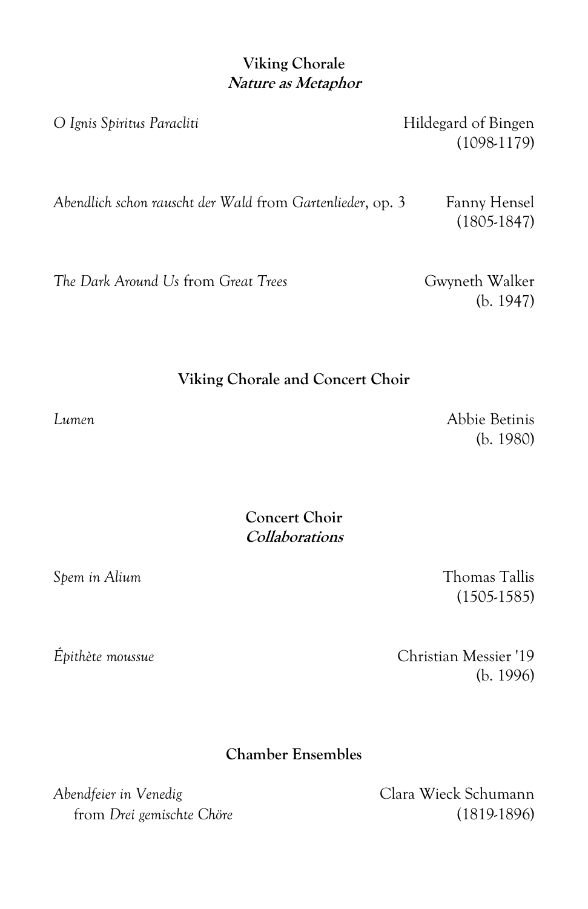**Viking Chorale**
***Nature as Metaphor***

*O Ignis Spiritus Paracliti* — Hildegard of Bingen (1098-1179)

*Abendlich schon rauscht der Wald* from *Gartenlieder*, op. 3 — Fanny Hensel (1805-1847)

*The Dark Around Us* from *Great Trees* — Gwyneth Walker (b. 1947)

**Viking Chorale and Concert Choir**

*Lumen* — Abbie Betinis (b. 1980)

**Concert Choir**
***Collaborations***

*Spem in Alium* — Thomas Tallis (1505-1585)

*Épithète moussue* — Christian Messier '19 (b. 1996)

**Chamber Ensembles**

*Abendfeier in Venedig* from *Drei gemischte Chöre* — Clara Wieck Schumann (1819-1896)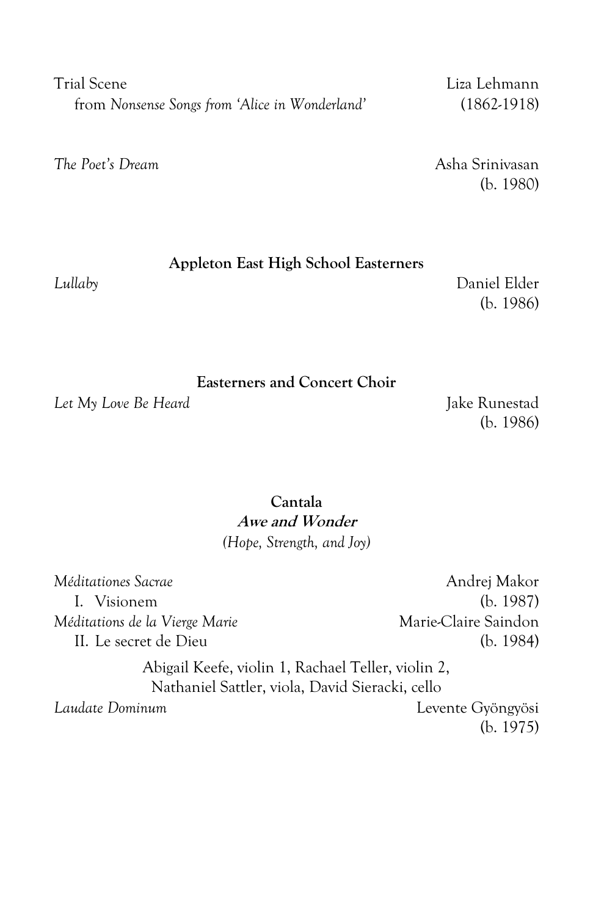Trial Scene
from *Nonsense Songs from 'Alice in Wonderland'*

Liza Lehmann
(1862-1918)

*The Poet's Dream*

Asha Srinivasan
(b. 1980)

**Appleton East High School Easterners**

*Lullaby*

Daniel Elder
(b. 1986)

**Easterners and Concert Choir**

*Let My Love Be Heard*

Jake Runestad
(b. 1986)

**Cantala**

***Awe and Wonder***

*(Hope, Strength, and Joy)*

*Méditationes Sacrae*
I. Visionem

Andrej Makor
(b. 1987)

*Méditations de la Vierge Marie*
II. Le secret de Dieu

Marie-Claire Saindon
(b. 1984)

Abigail Keefe, violin 1, Rachael Teller, violin 2,
Nathaniel Sattler, viola, David Sieracki, cello

*Laudate Dominum*

Levente Gyöngyösi
(b. 1975)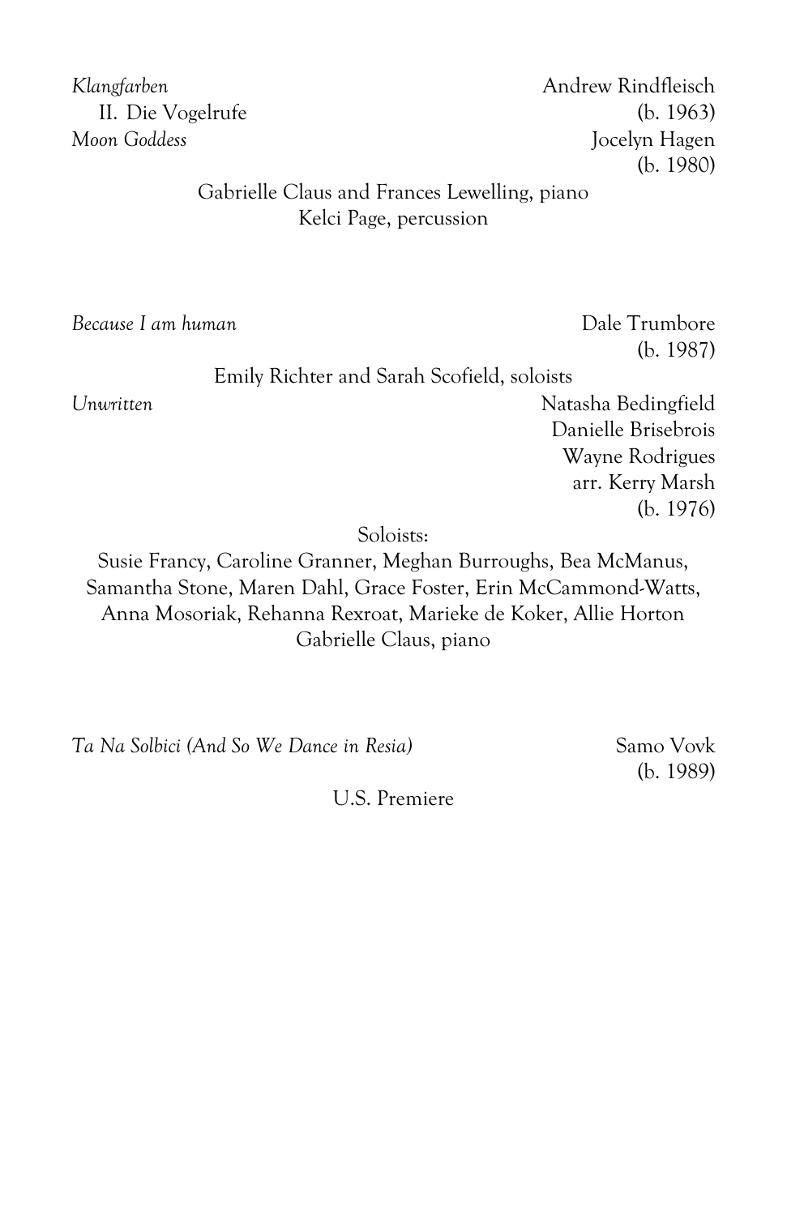*Klangfarben* Andrew Rindfleisch
II. Die Vogelrufe (b. 1963)

*Moon Goddess* Jocelyn Hagen
(b. 1980)

Gabrielle Claus and Frances Lewelling, piano
Kelci Page, percussion

*Because I am human* Dale Trumbore
(b. 1987)

Emily Richter and Sarah Scofield, soloists

*Unwritten* Natasha Bedingfield
Danielle Brisebrois
Wayne Rodrigues
arr. Kerry Marsh
(b. 1976)

Soloists:
Susie Francy, Caroline Granner, Meghan Burroughs, Bea McManus, Samantha Stone, Maren Dahl, Grace Foster, Erin McCammond-Watts, Anna Mosoriak, Rehanna Rexroat, Marieke de Koker, Allie Horton
Gabrielle Claus, piano

*Ta Na Solbici (And So We Dance in Resia)* Samo Vovk
(b. 1989)

U.S. Premiere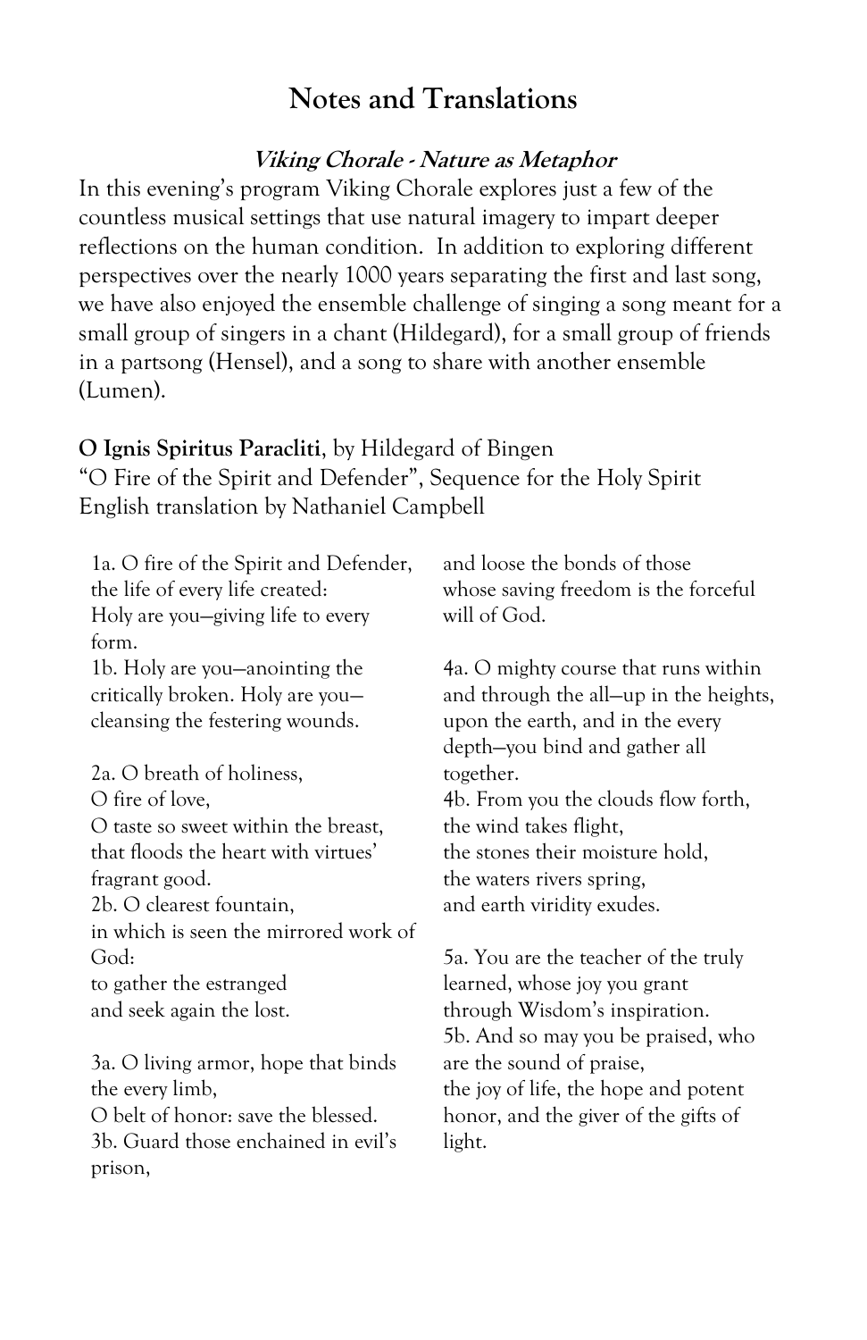# Notes and Translations

### *Viking Chorale - Nature as Metaphor*

In this evening's program Viking Chorale explores just a few of the countless musical settings that use natural imagery to impart deeper reflections on the human condition. In addition to exploring different perspectives over the nearly 1000 years separating the first and last song, we have also enjoyed the ensemble challenge of singing a song meant for a small group of singers in a chant (Hildegard), for a small group of friends in a partsong (Hensel), and a song to share with another ensemble (Lumen).

**O Ignis Spiritus Paracliti**, by Hildegard of Bingen
"O Fire of the Spirit and Defender", Sequence for the Holy Spirit
English translation by Nathaniel Campbell

1a. O fire of the Spirit and Defender,
the life of every life created:
Holy are you—giving life to every form.
1b. Holy are you—anointing the critically broken. Holy are you—cleansing the festering wounds.

2a. O breath of holiness,
O fire of love,
O taste so sweet within the breast,
that floods the heart with virtues' fragrant good.
2b. O clearest fountain,
in which is seen the mirrored work of God:
to gather the estranged
and seek again the lost.

3a. O living armor, hope that binds the every limb,
O belt of honor: save the blessed.
3b. Guard those enchained in evil's prison,
and loose the bonds of those
whose saving freedom is the forceful will of God.

4a. O mighty course that runs within and through the all—up in the heights, upon the earth, and in the every depth—you bind and gather all together.
4b. From you the clouds flow forth,
the wind takes flight,
the stones their moisture hold,
the waters rivers spring,
and earth viridity exudes.

5a. You are the teacher of the truly learned, whose joy you grant
through Wisdom's inspiration.
5b. And so may you be praised, who are the sound of praise,
the joy of life, the hope and potent honor, and the giver of the gifts of light.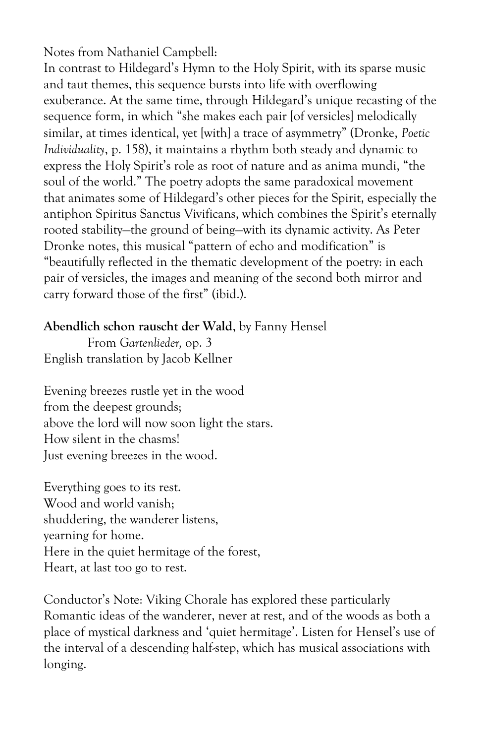Notes from Nathaniel Campbell:
In contrast to Hildegard's Hymn to the Holy Spirit, with its sparse music and taut themes, this sequence bursts into life with overflowing exuberance. At the same time, through Hildegard's unique recasting of the sequence form, in which "she makes each pair [of versicles] melodically similar, at times identical, yet [with] a trace of asymmetry" (Dronke, *Poetic Individuality*, p. 158), it maintains a rhythm both steady and dynamic to express the Holy Spirit's role as root of nature and as anima mundi, "the soul of the world." The poetry adopts the same paradoxical movement that animates some of Hildegard's other pieces for the Spirit, especially the antiphon Spiritus Sanctus Vivificans, which combines the Spirit's eternally rooted stability—the ground of being—with its dynamic activity. As Peter Dronke notes, this musical "pattern of echo and modification" is "beautifully reflected in the thematic development of the poetry: in each pair of versicles, the images and meaning of the second both mirror and carry forward those of the first" (ibid.).

**Abendlich schon rauscht der Wald**, by Fanny Hensel
From *Gartenlieder,* op. 3
English translation by Jacob Kellner

Evening breezes rustle yet in the wood
from the deepest grounds;
above the lord will now soon light the stars.
How silent in the chasms!
Just evening breezes in the wood.

Everything goes to its rest.
Wood and world vanish;
shuddering, the wanderer listens,
yearning for home.
Here in the quiet hermitage of the forest,
Heart, at last too go to rest.

Conductor's Note: Viking Chorale has explored these particularly Romantic ideas of the wanderer, never at rest, and of the woods as both a place of mystical darkness and 'quiet hermitage'. Listen for Hensel's use of the interval of a descending half-step, which has musical associations with longing.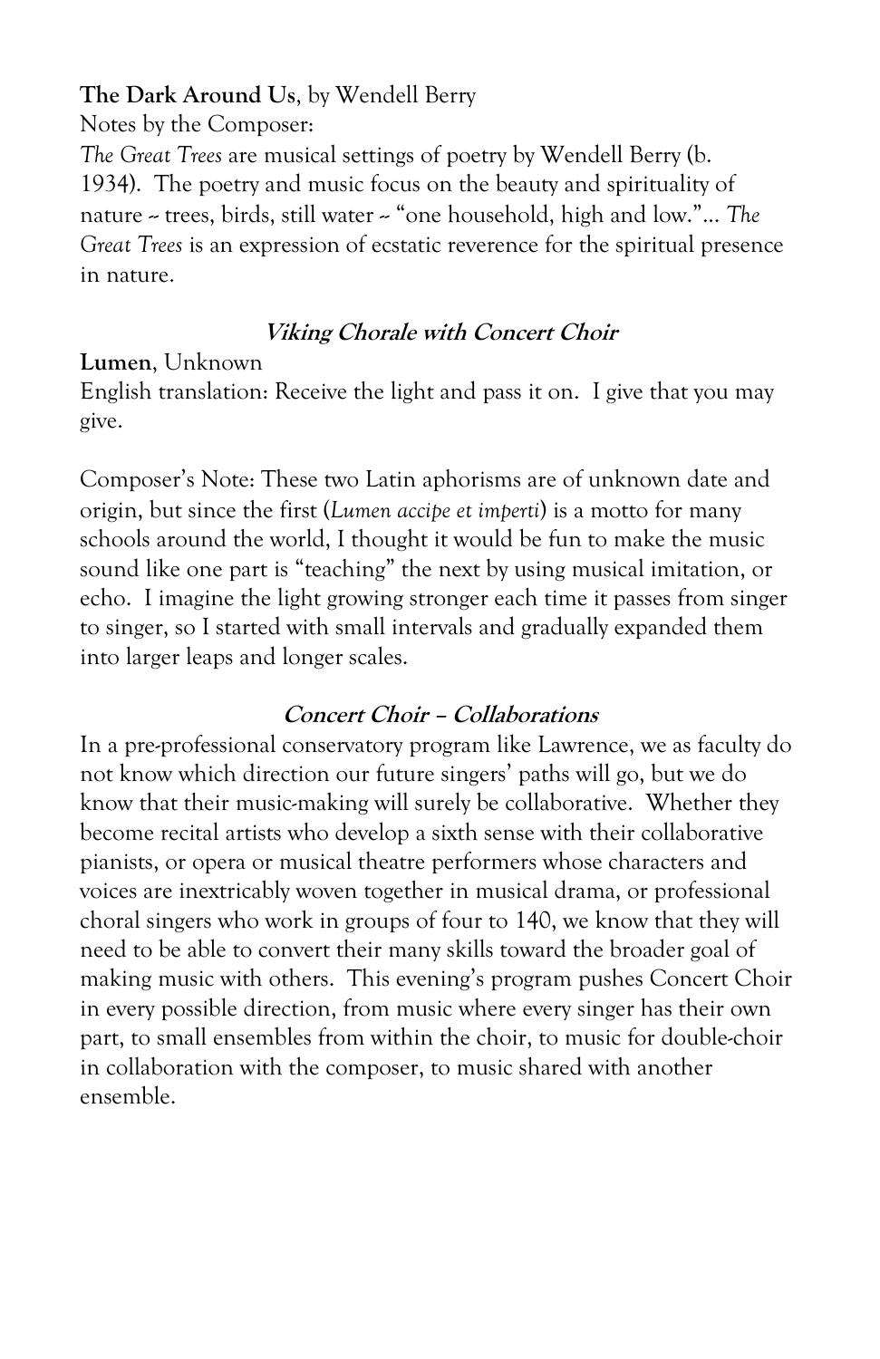**The Dark Around Us**, by Wendell Berry

Notes by the Composer:

*The Great Trees* are musical settings of poetry by Wendell Berry (b. 1934). The poetry and music focus on the beauty and spirituality of nature -- trees, birds, still water -- "one household, high and low."... *The Great Trees* is an expression of ecstatic reverence for the spiritual presence in nature.

### *Viking Chorale with Concert Choir*

**Lumen**, Unknown

English translation: Receive the light and pass it on. I give that you may give.

Composer's Note: These two Latin aphorisms are of unknown date and origin, but since the first (*Lumen accipe et imperti*) is a motto for many schools around the world, I thought it would be fun to make the music sound like one part is "teaching" the next by using musical imitation, or echo. I imagine the light growing stronger each time it passes from singer to singer, so I started with small intervals and gradually expanded them into larger leaps and longer scales.

### *Concert Choir – Collaborations*

In a pre-professional conservatory program like Lawrence, we as faculty do not know which direction our future singers' paths will go, but we do know that their music-making will surely be collaborative. Whether they become recital artists who develop a sixth sense with their collaborative pianists, or opera or musical theatre performers whose characters and voices are inextricably woven together in musical drama, or professional choral singers who work in groups of four to 140, we know that they will need to be able to convert their many skills toward the broader goal of making music with others. This evening's program pushes Concert Choir in every possible direction, from music where every singer has their own part, to small ensembles from within the choir, to music for double-choir in collaboration with the composer, to music shared with another ensemble.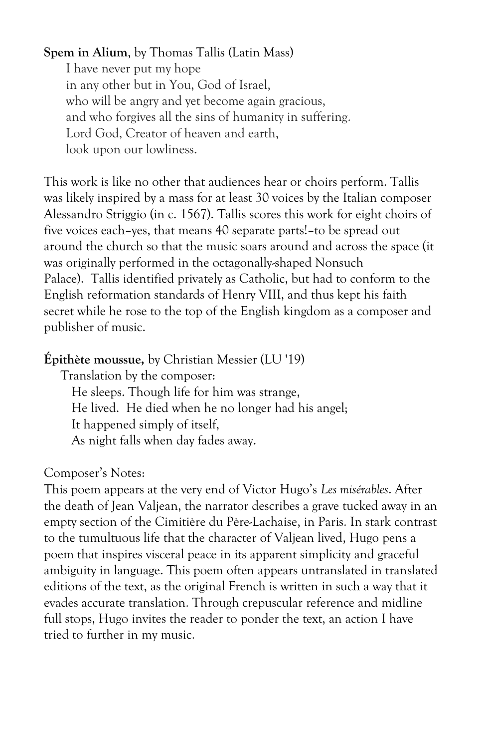**Spem in Alium**, by Thomas Tallis (Latin Mass)

I have never put my hope
in any other but in You, God of Israel,
who will be angry and yet become again gracious,
and who forgives all the sins of humanity in suffering.
Lord God, Creator of heaven and earth,
look upon our lowliness.

This work is like no other that audiences hear or choirs perform. Tallis was likely inspired by a mass for at least 30 voices by the Italian composer Alessandro Striggio (in c. 1567). Tallis scores this work for eight choirs of five voices each–yes, that means 40 separate parts!–to be spread out around the church so that the music soars around and across the space (it was originally performed in the octagonally-shaped Nonsuch Palace). Tallis identified privately as Catholic, but had to conform to the English reformation standards of Henry VIII, and thus kept his faith secret while he rose to the top of the English kingdom as a composer and publisher of music.

**Épithète moussue,** by Christian Messier (LU '19)

Translation by the composer:

He sleeps. Though life for him was strange,
He lived. He died when he no longer had his angel;
It happened simply of itself,
As night falls when day fades away.

Composer's Notes:

This poem appears at the very end of Victor Hugo's *Les misérables*. After the death of Jean Valjean, the narrator describes a grave tucked away in an empty section of the Cimitière du Père-Lachaise, in Paris. In stark contrast to the tumultuous life that the character of Valjean lived, Hugo pens a poem that inspires visceral peace in its apparent simplicity and graceful ambiguity in language. This poem often appears untranslated in translated editions of the text, as the original French is written in such a way that it evades accurate translation. Through crepuscular reference and midline full stops, Hugo invites the reader to ponder the text, an action I have tried to further in my music.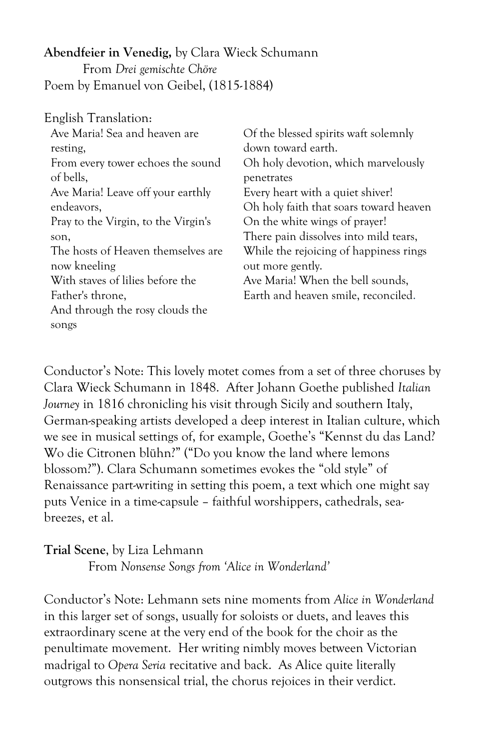**Abendfeier in Venedig,** by Clara Wieck Schumann

From *Drei gemischte Chöre*

Poem by Emanuel von Geibel, (1815-1884)

English Translation:

Ave Maria! Sea and heaven are resting,
From every tower echoes the sound of bells,
Ave Maria! Leave off your earthly endeavors,
Pray to the Virgin, to the Virgin's son,
The hosts of Heaven themselves are now kneeling
With staves of lilies before the Father's throne,
And through the rosy clouds the songs
Of the blessed spirits waft solemnly down toward earth.
Oh holy devotion, which marvelously penetrates
Every heart with a quiet shiver!
Oh holy faith that soars toward heaven
On the white wings of prayer!
There pain dissolves into mild tears,
While the rejoicing of happiness rings out more gently.
Ave Maria! When the bell sounds,
Earth and heaven smile, reconciled.

Conductor's Note: This lovely motet comes from a set of three choruses by Clara Wieck Schumann in 1848. After Johann Goethe published *Italian Journey* in 1816 chronicling his visit through Sicily and southern Italy, German-speaking artists developed a deep interest in Italian culture, which we see in musical settings of, for example, Goethe's "Kennst du das Land? Wo die Citronen blühn?" ("Do you know the land where lemons blossom?"). Clara Schumann sometimes evokes the "old style" of Renaissance part-writing in setting this poem, a text which one might say puts Venice in a time-capsule – faithful worshippers, cathedrals, sea-breezes, et al.

**Trial Scene**, by Liza Lehmann

From *Nonsense Songs from 'Alice in Wonderland'*

Conductor's Note: Lehmann sets nine moments from *Alice in Wonderland* in this larger set of songs, usually for soloists or duets, and leaves this extraordinary scene at the very end of the book for the choir as the penultimate movement. Her writing nimbly moves between Victorian madrigal to *Opera Seria* recitative and back. As Alice quite literally outgrows this nonsensical trial, the chorus rejoices in their verdict.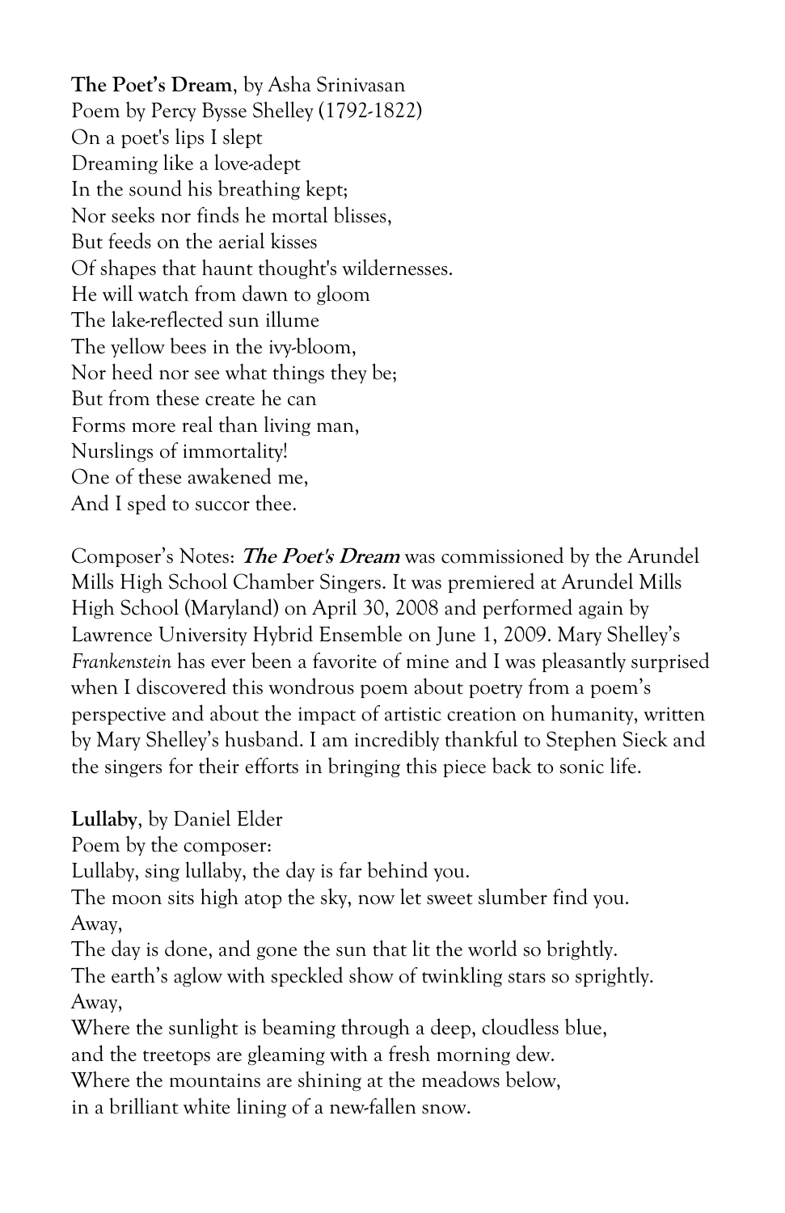**The Poet's Dream**, by Asha Srinivasan
Poem by Percy Bysse Shelley (1792-1822)
On a poet's lips I slept
Dreaming like a love-adept
In the sound his breathing kept;
Nor seeks nor finds he mortal blisses,
But feeds on the aerial kisses
Of shapes that haunt thought's wildernesses.
He will watch from dawn to gloom
The lake-reflected sun illume
The yellow bees in the ivy-bloom,
Nor heed nor see what things they be;
But from these create he can
Forms more real than living man,
Nurslings of immortality!
One of these awakened me,
And I sped to succor thee.

Composer's Notes: ***The Poet's Dream*** was commissioned by the Arundel Mills High School Chamber Singers. It was premiered at Arundel Mills High School (Maryland) on April 30, 2008 and performed again by Lawrence University Hybrid Ensemble on June 1, 2009. Mary Shelley's *Frankenstein* has ever been a favorite of mine and I was pleasantly surprised when I discovered this wondrous poem about poetry from a poem's perspective and about the impact of artistic creation on humanity, written by Mary Shelley's husband. I am incredibly thankful to Stephen Sieck and the singers for their efforts in bringing this piece back to sonic life.

**Lullaby**, by Daniel Elder
Poem by the composer:
Lullaby, sing lullaby, the day is far behind you.
The moon sits high atop the sky, now let sweet slumber find you.
Away,
The day is done, and gone the sun that lit the world so brightly.
The earth's aglow with speckled show of twinkling stars so sprightly.
Away,
Where the sunlight is beaming through a deep, cloudless blue,
and the treetops are gleaming with a fresh morning dew.
Where the mountains are shining at the meadows below,
in a brilliant white lining of a new-fallen snow.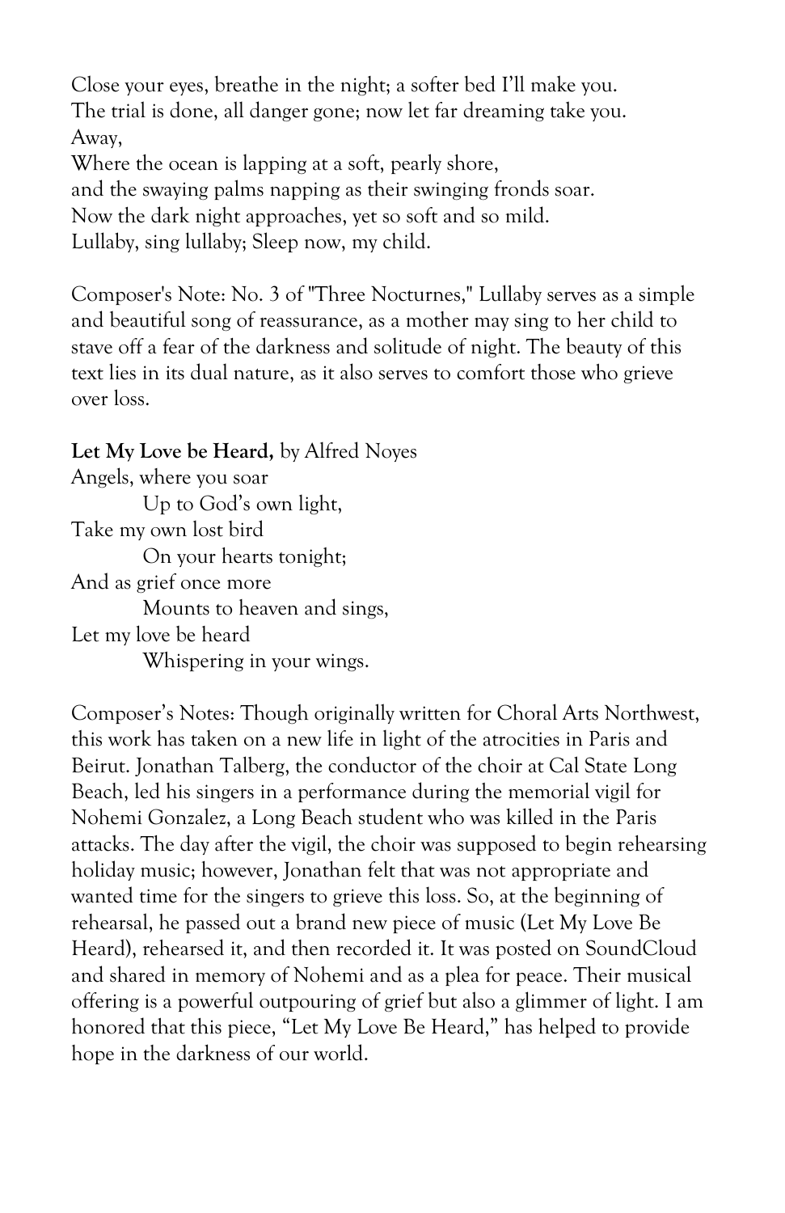Close your eyes, breathe in the night; a softer bed I'll make you.
The trial is done, all danger gone; now let far dreaming take you.
Away,
Where the ocean is lapping at a soft, pearly shore,
and the swaying palms napping as their swinging fronds soar.
Now the dark night approaches, yet so soft and so mild.
Lullaby, sing lullaby; Sleep now, my child.

Composer's Note: No. 3 of "Three Nocturnes," Lullaby serves as a simple and beautiful song of reassurance, as a mother may sing to her child to stave off a fear of the darkness and solitude of night. The beauty of this text lies in its dual nature, as it also serves to comfort those who grieve over loss.

**Let My Love be Heard,** by Alfred Noyes

Angels, where you soar
  Up to God's own light,
Take my own lost bird
  On your hearts tonight;
And as grief once more
  Mounts to heaven and sings,
Let my love be heard
  Whispering in your wings.

Composer's Notes: Though originally written for Choral Arts Northwest, this work has taken on a new life in light of the atrocities in Paris and Beirut. Jonathan Talberg, the conductor of the choir at Cal State Long Beach, led his singers in a performance during the memorial vigil for Nohemi Gonzalez, a Long Beach student who was killed in the Paris attacks. The day after the vigil, the choir was supposed to begin rehearsing holiday music; however, Jonathan felt that was not appropriate and wanted time for the singers to grieve this loss. So, at the beginning of rehearsal, he passed out a brand new piece of music (Let My Love Be Heard), rehearsed it, and then recorded it. It was posted on SoundCloud and shared in memory of Nohemi and as a plea for peace. Their musical offering is a powerful outpouring of grief but also a glimmer of light. I am honored that this piece, "Let My Love Be Heard," has helped to provide hope in the darkness of our world.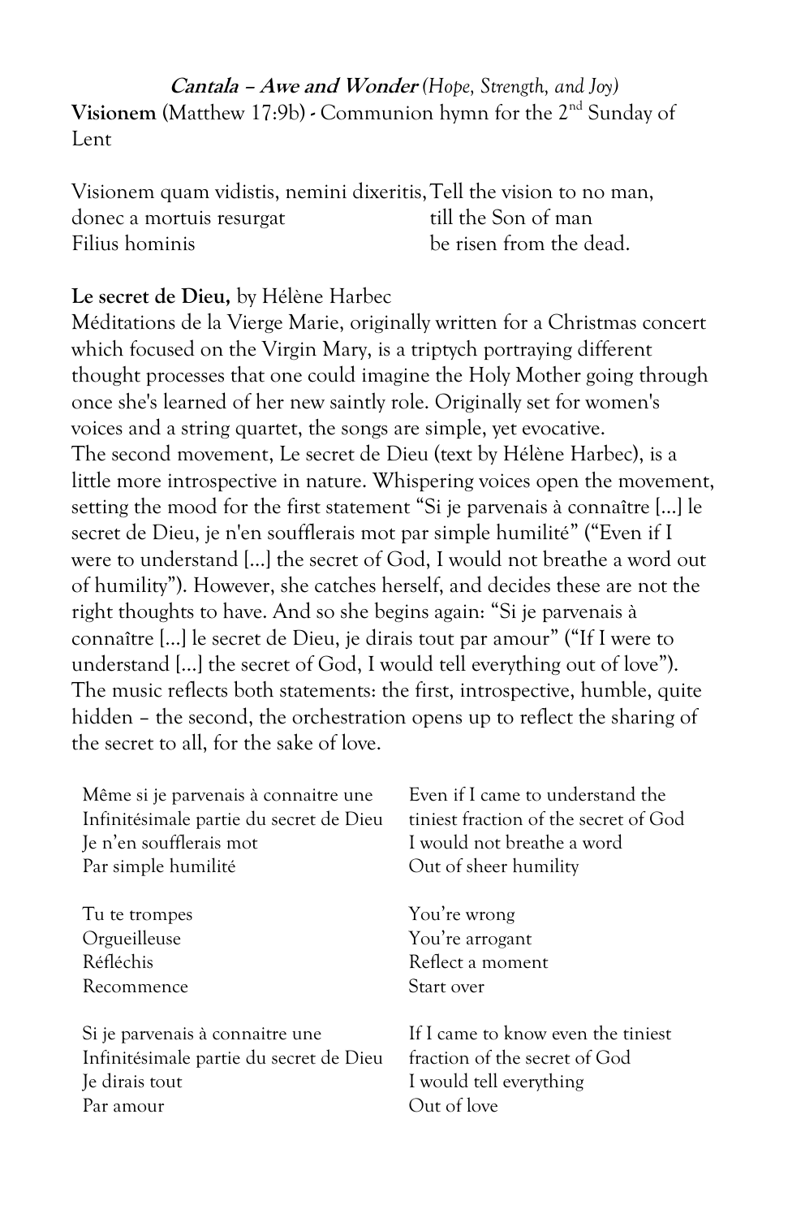***Cantala – Awe and Wonder*** *(Hope, Strength, and Joy)*

**Visionem** (Matthew 17:9b) - Communion hymn for the 2nd Sunday of Lent

| | |
|---|---|
| Visionem quam vidistis, nemini dixeritis, | Tell the vision to no man, |
| donec a mortuis resurgat | till the Son of man |
| Filius hominis | be risen from the dead. |

**Le secret de Dieu,** by Hélène Harbec

Méditations de la Vierge Marie, originally written for a Christmas concert which focused on the Virgin Mary, is a triptych portraying different thought processes that one could imagine the Holy Mother going through once she's learned of her new saintly role. Originally set for women's voices and a string quartet, the songs are simple, yet evocative.

The second movement, Le secret de Dieu (text by Hélène Harbec), is a little more introspective in nature. Whispering voices open the movement, setting the mood for the first statement "Si je parvenais à connaître [...] le secret de Dieu, je n'en soufflerais mot par simple humilité" ("Even if I were to understand [...] the secret of God, I would not breathe a word out of humility"). However, she catches herself, and decides these are not the right thoughts to have. And so she begins again: "Si je parvenais à connaître [...] le secret de Dieu, je dirais tout par amour" ("If I were to understand [...] the secret of God, I would tell everything out of love"). The music reflects both statements: the first, introspective, humble, quite hidden – the second, the orchestration opens up to reflect the sharing of the secret to all, for the sake of love.

| | |
|---|---|
| Même si je parvenais à connaitre une | Even if I came to understand the |
| Infinitésimale partie du secret de Dieu | tiniest fraction of the secret of God |
| Je n'en soufflerais mot | I would not breathe a word |
| Par simple humilité | Out of sheer humility |
| | |
| Tu te trompes | You're wrong |
| Orgueilleuse | You're arrogant |
| Réfléchis | Reflect a moment |
| Recommence | Start over |
| | |
| Si je parvenais à connaitre une | If I came to know even the tiniest |
| Infinitésimale partie du secret de Dieu | fraction of the secret of God |
| Je dirais tout | I would tell everything |
| Par amour | Out of love |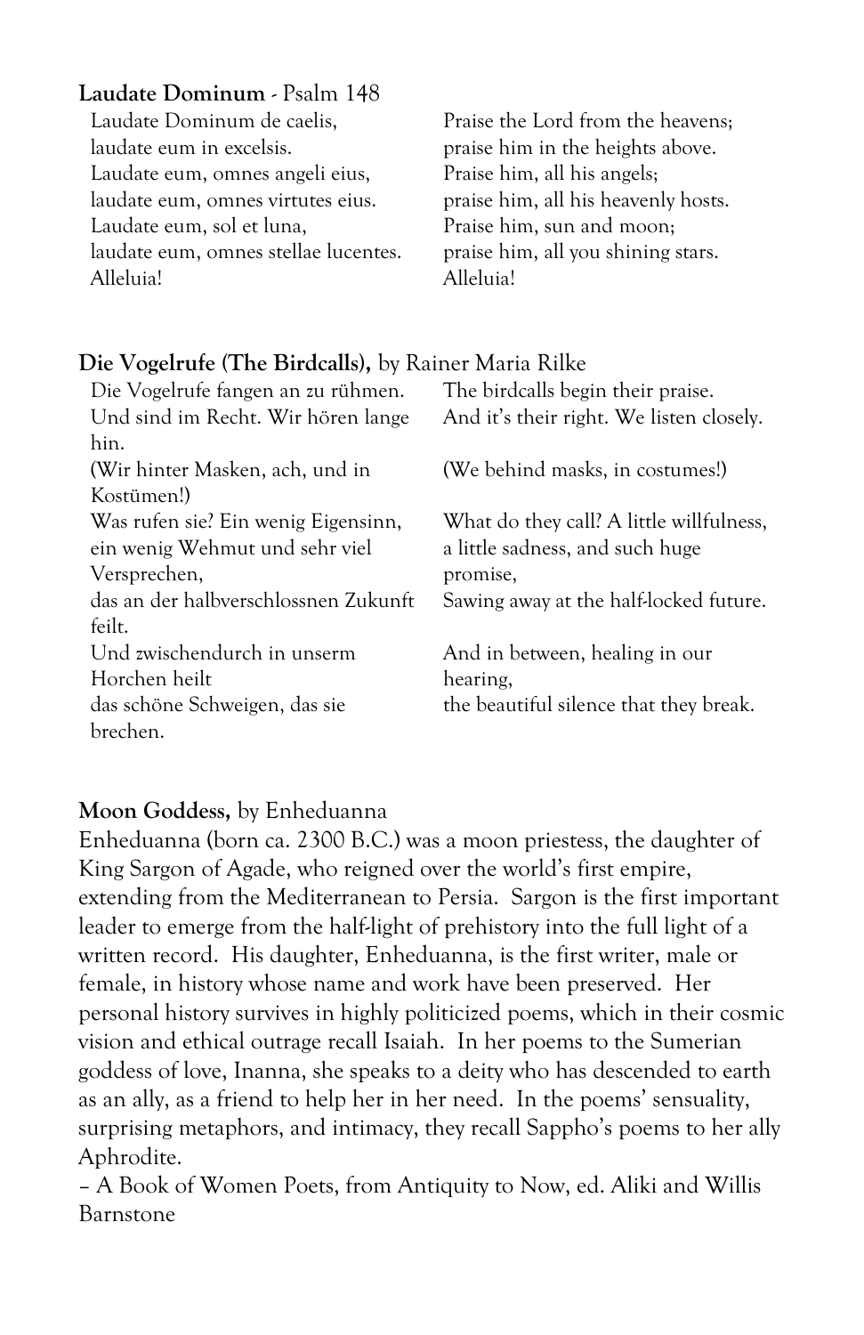**Laudate Dominum** - Psalm 148

| | |
|---|---|
| Laudate Dominum de caelis, | Praise the Lord from the heavens; |
| laudate eum in excelsis. | praise him in the heights above. |
| Laudate eum, omnes angeli eius, | Praise him, all his angels; |
| laudate eum, omnes virtutes eius. | praise him, all his heavenly hosts. |
| Laudate eum, sol et luna, | Praise him, sun and moon; |
| laudate eum, omnes stellae lucentes. | praise him, all you shining stars. |
| Alleluia! | Alleluia! |

**Die Vogelrufe (The Birdcalls),** by Rainer Maria Rilke

| | |
|---|---|
| Die Vogelrufe fangen an zu rühmen. | The birdcalls begin their praise. |
| Und sind im Recht. Wir hören lange hin. | And it's their right. We listen closely. |
| (Wir hinter Masken, ach, und in Kostümen!) | (We behind masks, in costumes!) |
| Was rufen sie? Ein wenig Eigensinn, | What do they call? A little willfulness, |
| ein wenig Wehmut und sehr viel Versprechen, | a little sadness, and such huge promise, |
| das an der halbverschlossnen Zukunft feilt. | Sawing away at the half-locked future. |
| Und zwischendurch in unserm Horchen heilt | And in between, healing in our hearing, |
| das schöne Schweigen, das sie brechen. | the beautiful silence that they break. |

**Moon Goddess,** by Enheduanna

Enheduanna (born ca. 2300 B.C.) was a moon priestess, the daughter of King Sargon of Agade, who reigned over the world's first empire, extending from the Mediterranean to Persia. Sargon is the first important leader to emerge from the half-light of prehistory into the full light of a written record. His daughter, Enheduanna, is the first writer, male or female, in history whose name and work have been preserved. Her personal history survives in highly politicized poems, which in their cosmic vision and ethical outrage recall Isaiah. In her poems to the Sumerian goddess of love, Inanna, she speaks to a deity who has descended to earth as an ally, as a friend to help her in her need. In the poems' sensuality, surprising metaphors, and intimacy, they recall Sappho's poems to her ally Aphrodite.

– A Book of Women Poets, from Antiquity to Now, ed. Aliki and Willis Barnstone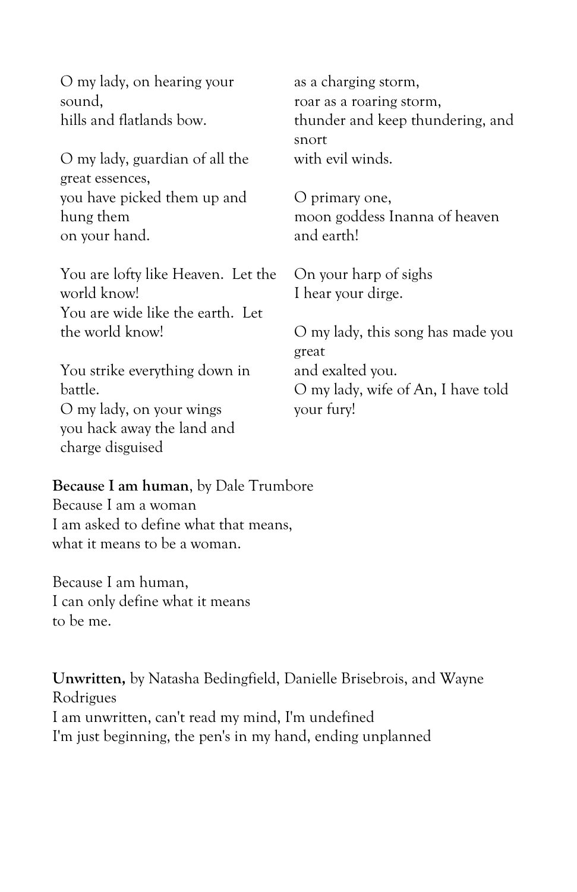O my lady, on hearing your sound,
hills and flatlands bow.

O my lady, guardian of all the great essences,
you have picked them up and hung them
on your hand.

You are lofty like Heaven. Let the world know!
You are wide like the earth. Let the world know!

You strike everything down in battle.
O my lady, on your wings
you hack away the land and charge disguised
as a charging storm,
roar as a roaring storm,
thunder and keep thundering, and snort
with evil winds.

O primary one,
moon goddess Inanna of heaven and earth!

On your harp of sighs
I hear your dirge.

O my lady, this song has made you great
and exalted you.
O my lady, wife of An, I have told your fury!

**Because I am human**, by Dale Trumbore
Because I am a woman
I am asked to define what that means,
what it means to be a woman.

Because I am human,
I can only define what it means
to be me.

**Unwritten,** by Natasha Bedingfield, Danielle Brisebrois, and Wayne Rodrigues
I am unwritten, can't read my mind, I'm undefined
I'm just beginning, the pen's in my hand, ending unplanned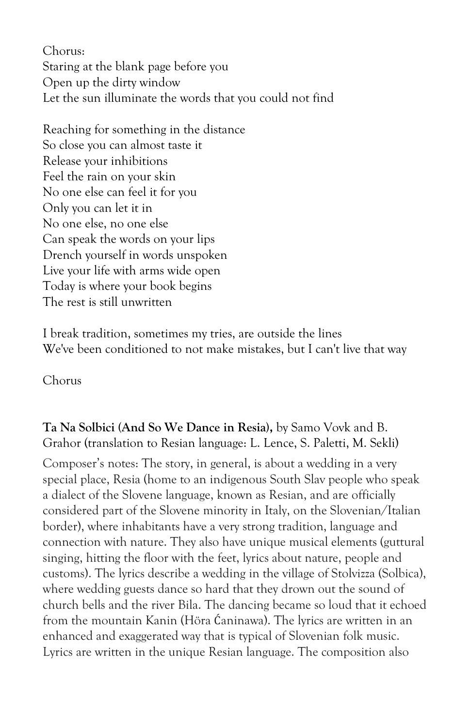Chorus:
Staring at the blank page before you
Open up the dirty window
Let the sun illuminate the words that you could not find

Reaching for something in the distance
So close you can almost taste it
Release your inhibitions
Feel the rain on your skin
No one else can feel it for you
Only you can let it in
No one else, no one else
Can speak the words on your lips
Drench yourself in words unspoken
Live your life with arms wide open
Today is where your book begins
The rest is still unwritten

I break tradition, sometimes my tries, are outside the lines
We've been conditioned to not make mistakes, but I can't live that way

Chorus

**Ta Na Solbici (And So We Dance in Resia),** by Samo Vovk and B. Grahor (translation to Resian language: L. Lence, S. Paletti, M. Sekli)

Composer's notes: The story, in general, is about a wedding in a very special place, Resia (home to an indigenous South Slav people who speak a dialect of the Slovene language, known as Resian, and are officially considered part of the Slovene minority in Italy, on the Slovenian/Italian border), where inhabitants have a very strong tradition, language and connection with nature. They also have unique musical elements (guttural singing, hitting the floor with the feet, lyrics about nature, people and customs). The lyrics describe a wedding in the village of Stolvizza (Solbica), where wedding guests dance so hard that they drown out the sound of church bells and the river Bila. The dancing became so loud that it echoed from the mountain Kanin (Höra Ćaninawa). The lyrics are written in an enhanced and exaggerated way that is typical of Slovenian folk music. Lyrics are written in the unique Resian language. The composition also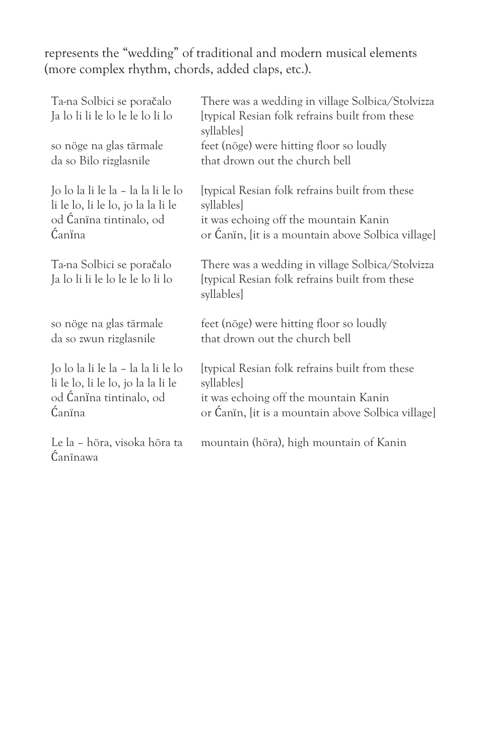represents the "wedding" of traditional and modern musical elements (more complex rhythm, chords, added claps, etc.).

| | |
|---|---|
| Ta-na Solbici se poračalo<br>Ja lo li li le lo le le lo li lo | There was a wedding in village Solbica/Stolvizza<br>[typical Resian folk refrains built from these syllables] |
| so nöge na glas tärmale<br>da so Bilo rizglasnile | feet (nöge) were hitting floor so loudly<br>that drown out the church bell |
| Jo lo la li le la – la la li le lo<br>li le lo, li le lo, jo la la li le<br>od Ćanïna tintinalo, od<br>Ćanïna | [typical Resian folk refrains built from these syllables]<br>it was echoing off the mountain Kanin<br>or Ćanïn, [it is a mountain above Solbica village] |
| Ta-na Solbici se poračalo<br>Ja lo li li le lo le le lo li lo | There was a wedding in village Solbica/Stolvizza<br>[typical Resian folk refrains built from these syllables] |
| so nöge na glas tärmale<br>da so zwun rizglasnile | feet (nöge) were hitting floor so loudly<br>that drown out the church bell |
| Jo lo la li le la – la la li le lo<br>li le lo, li le lo, jo la la li le<br>od Ćanïna tintinalo, od<br>Ćanïna | [typical Resian folk refrains built from these syllables]<br>it was echoing off the mountain Kanin<br>or Ćanïn, [it is a mountain above Solbica village] |
| Le la – höra, visoka höra ta<br>Ćanïnawa | mountain (höra), high mountain of Kanin |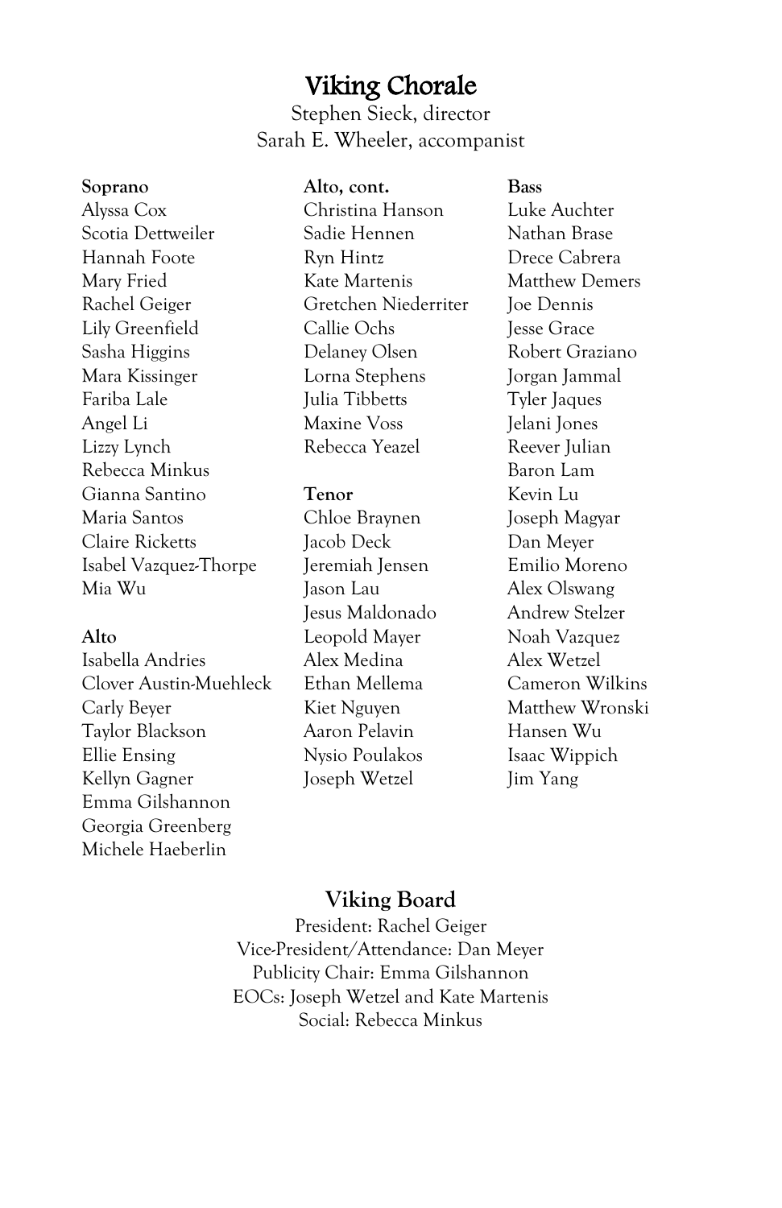# Viking Chorale

Stephen Sieck, director
Sarah E. Wheeler, accompanist

**Soprano**
Alyssa Cox
Scotia Dettweiler
Hannah Foote
Mary Fried
Rachel Geiger
Lily Greenfield
Sasha Higgins
Mara Kissinger
Fariba Lale
Angel Li
Lizzy Lynch
Rebecca Minkus
Gianna Santino
Maria Santos
Claire Ricketts
Isabel Vazquez-Thorpe
Mia Wu

**Alto**
Isabella Andries
Clover Austin-Muehleck
Carly Beyer
Taylor Blackson
Ellie Ensing
Kellyn Gagner
Emma Gilshannon
Georgia Greenberg
Michele Haeberlin

**Alto, cont.**
Christina Hanson
Sadie Hennen
Ryn Hintz
Kate Martenis
Gretchen Niederriter
Callie Ochs
Delaney Olsen
Lorna Stephens
Julia Tibbetts
Maxine Voss
Rebecca Yeazel

**Tenor**
Chloe Braynen
Jacob Deck
Jeremiah Jensen
Jason Lau
Jesus Maldonado
Leopold Mayer
Alex Medina
Ethan Mellema
Kiet Nguyen
Aaron Pelavin
Nysio Poulakos
Joseph Wetzel

**Bass**
Luke Auchter
Nathan Brase
Drece Cabrera
Matthew Demers
Joe Dennis
Jesse Grace
Robert Graziano
Jorgan Jammal
Tyler Jaques
Jelani Jones
Reever Julian
Baron Lam
Kevin Lu
Joseph Magyar
Dan Meyer
Emilio Moreno
Alex Olswang
Andrew Stelzer
Noah Vazquez
Alex Wetzel
Cameron Wilkins
Matthew Wronski
Hansen Wu
Isaac Wippich
Jim Yang

## Viking Board

President: Rachel Geiger
Vice-President/Attendance: Dan Meyer
Publicity Chair: Emma Gilshannon
EOCs: Joseph Wetzel and Kate Martenis
Social: Rebecca Minkus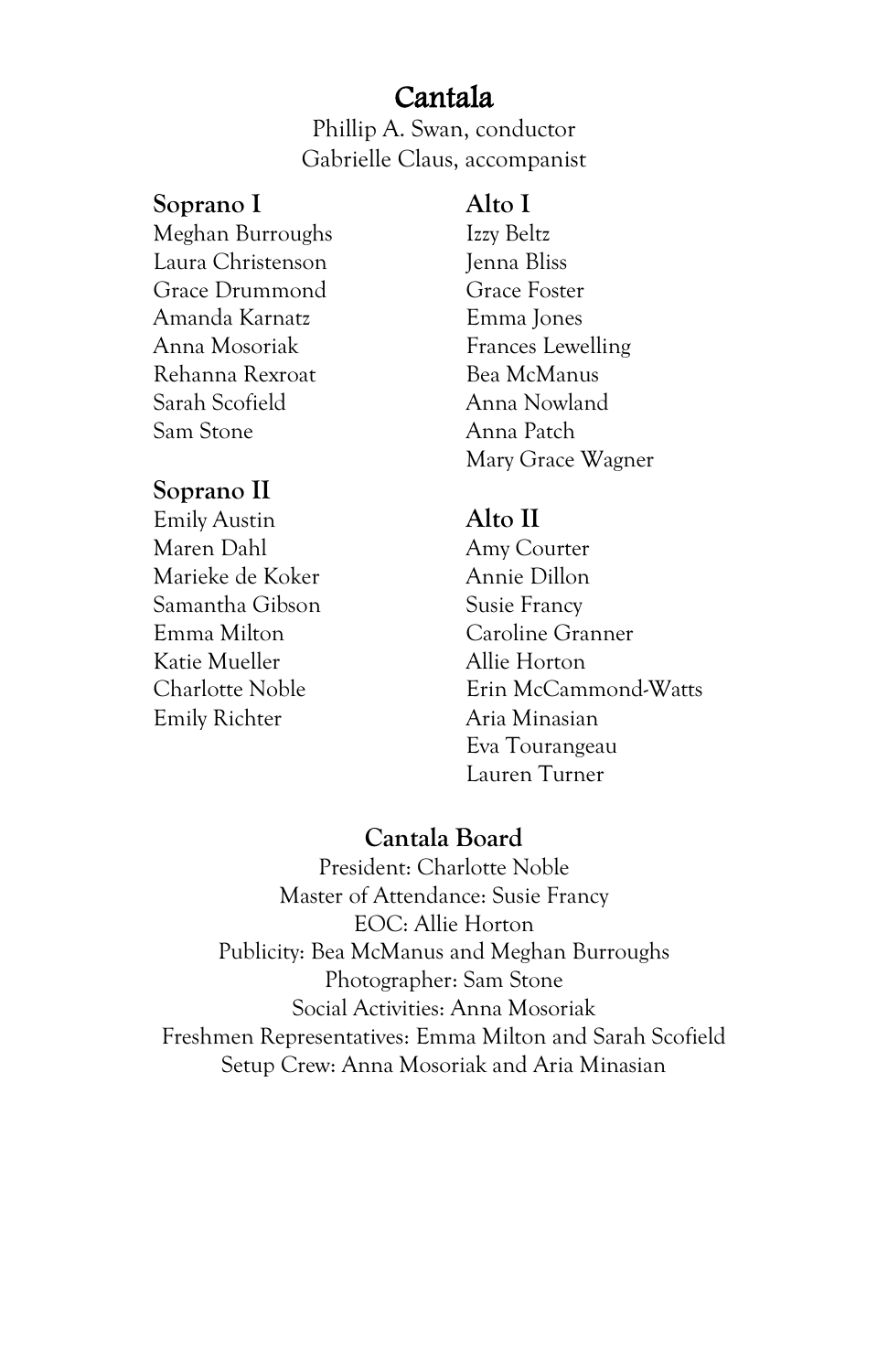# Cantala

Phillip A. Swan, conductor
Gabrielle Claus, accompanist

### Soprano I

Meghan Burroughs
Laura Christenson
Grace Drummond
Amanda Karnatz
Anna Mosoriak
Rehanna Rexroat
Sarah Scofield
Sam Stone

### Soprano II

Emily Austin
Maren Dahl
Marieke de Koker
Samantha Gibson
Emma Milton
Katie Mueller
Charlotte Noble
Emily Richter

### Alto I

Izzy Beltz
Jenna Bliss
Grace Foster
Emma Jones
Frances Lewelling
Bea McManus
Anna Nowland
Anna Patch
Mary Grace Wagner

### Alto II

Amy Courter
Annie Dillon
Susie Francy
Caroline Granner
Allie Horton
Erin McCammond-Watts
Aria Minasian
Eva Tourangeau
Lauren Turner

### Cantala Board

President: Charlotte Noble
Master of Attendance: Susie Francy
EOC: Allie Horton
Publicity: Bea McManus and Meghan Burroughs
Photographer: Sam Stone
Social Activities: Anna Mosoriak
Freshmen Representatives: Emma Milton and Sarah Scofield
Setup Crew: Anna Mosoriak and Aria Minasian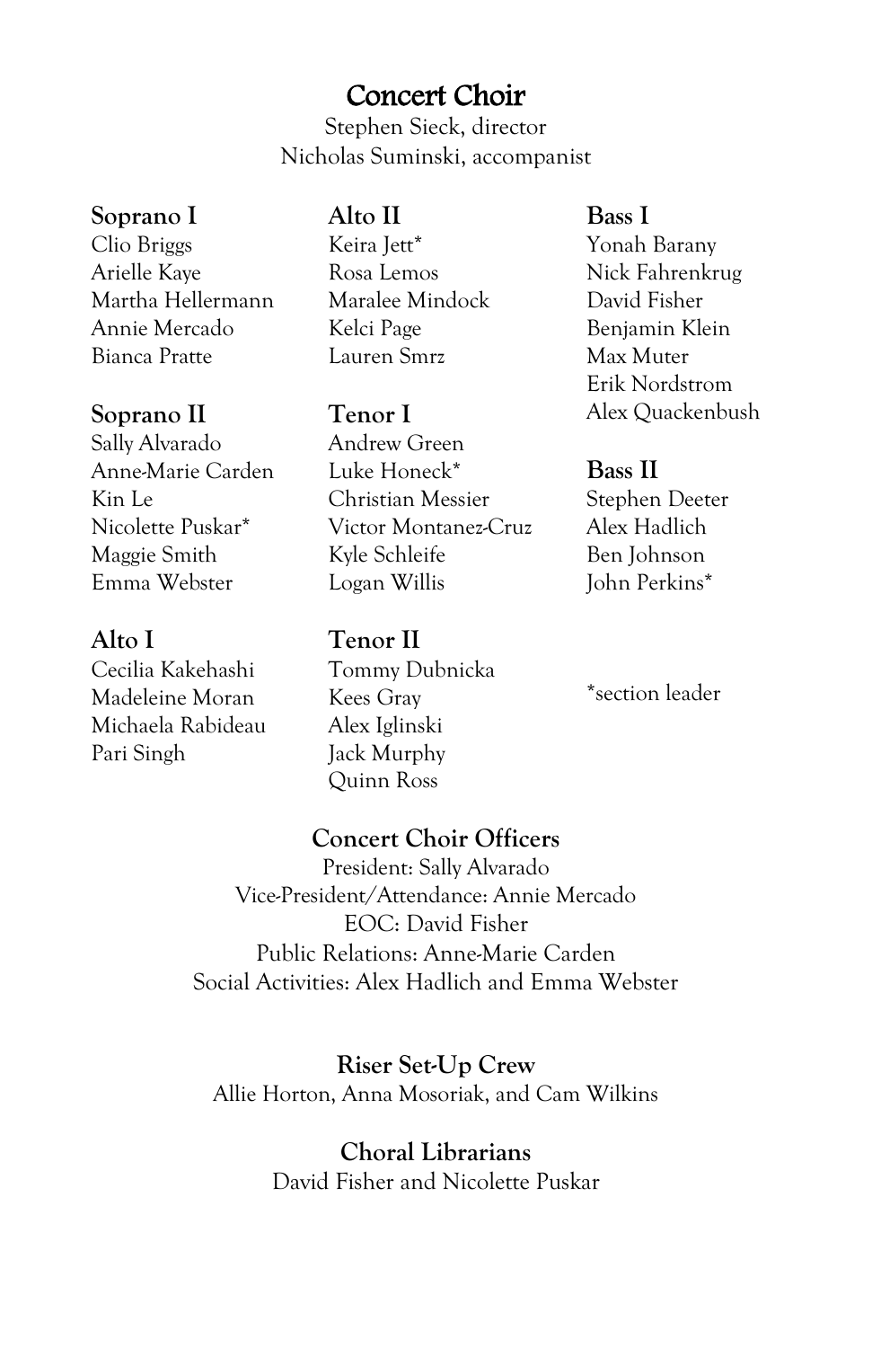# Concert Choir

Stephen Sieck, director
Nicholas Suminski, accompanist

**Soprano I**
Clio Briggs
Arielle Kaye
Martha Hellermann
Annie Mercado
Bianca Pratte

**Soprano II**
Sally Alvarado
Anne-Marie Carden
Kin Le
Nicolette Puskar*
Maggie Smith
Emma Webster

**Alto I**
Cecilia Kakehashi
Madeleine Moran
Michaela Rabideau
Pari Singh

**Alto II**
Keira Jett*
Rosa Lemos
Maralee Mindock
Kelci Page
Lauren Smrz

**Tenor I**
Andrew Green
Luke Honeck*
Christian Messier
Victor Montanez-Cruz
Kyle Schleife
Logan Willis

**Tenor II**
Tommy Dubnicka
Kees Gray
Alex Iglinski
Jack Murphy
Quinn Ross

**Bass I**
Yonah Barany
Nick Fahrenkrug
David Fisher
Benjamin Klein
Max Muter
Erik Nordstrom
Alex Quackenbush

**Bass II**
Stephen Deeter
Alex Hadlich
Ben Johnson
John Perkins*

*section leader

**Concert Choir Officers**

President: Sally Alvarado
Vice-President/Attendance: Annie Mercado
EOC: David Fisher
Public Relations: Anne-Marie Carden
Social Activities: Alex Hadlich and Emma Webster

**Riser Set-Up Crew**

Allie Horton, Anna Mosoriak, and Cam Wilkins

**Choral Librarians**

David Fisher and Nicolette Puskar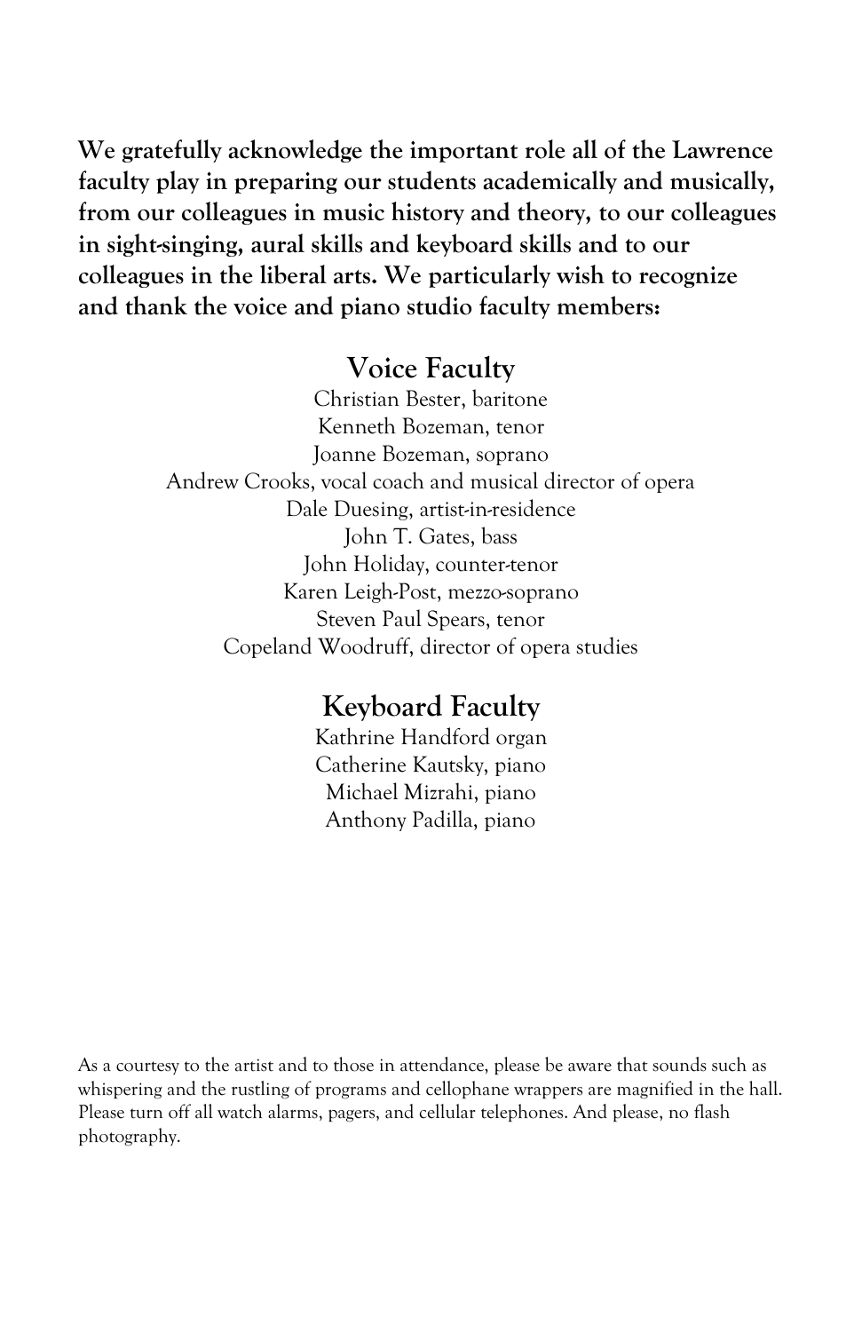**We gratefully acknowledge the important role all of the Lawrence faculty play in preparing our students academically and musically, from our colleagues in music history and theory, to our colleagues in sight-singing, aural skills and keyboard skills and to our colleagues in the liberal arts. We particularly wish to recognize and thank the voice and piano studio faculty members:**

## Voice Faculty

Christian Bester, baritone
Kenneth Bozeman, tenor
Joanne Bozeman, soprano
Andrew Crooks, vocal coach and musical director of opera
Dale Duesing, artist-in-residence
John T. Gates, bass
John Holiday, counter-tenor
Karen Leigh-Post, mezzo-soprano
Steven Paul Spears, tenor
Copeland Woodruff, director of opera studies

## Keyboard Faculty

Kathrine Handford organ
Catherine Kautsky, piano
Michael Mizrahi, piano
Anthony Padilla, piano

As a courtesy to the artist and to those in attendance, please be aware that sounds such as whispering and the rustling of programs and cellophane wrappers are magnified in the hall. Please turn off all watch alarms, pagers, and cellular telephones. And please, no flash photography.